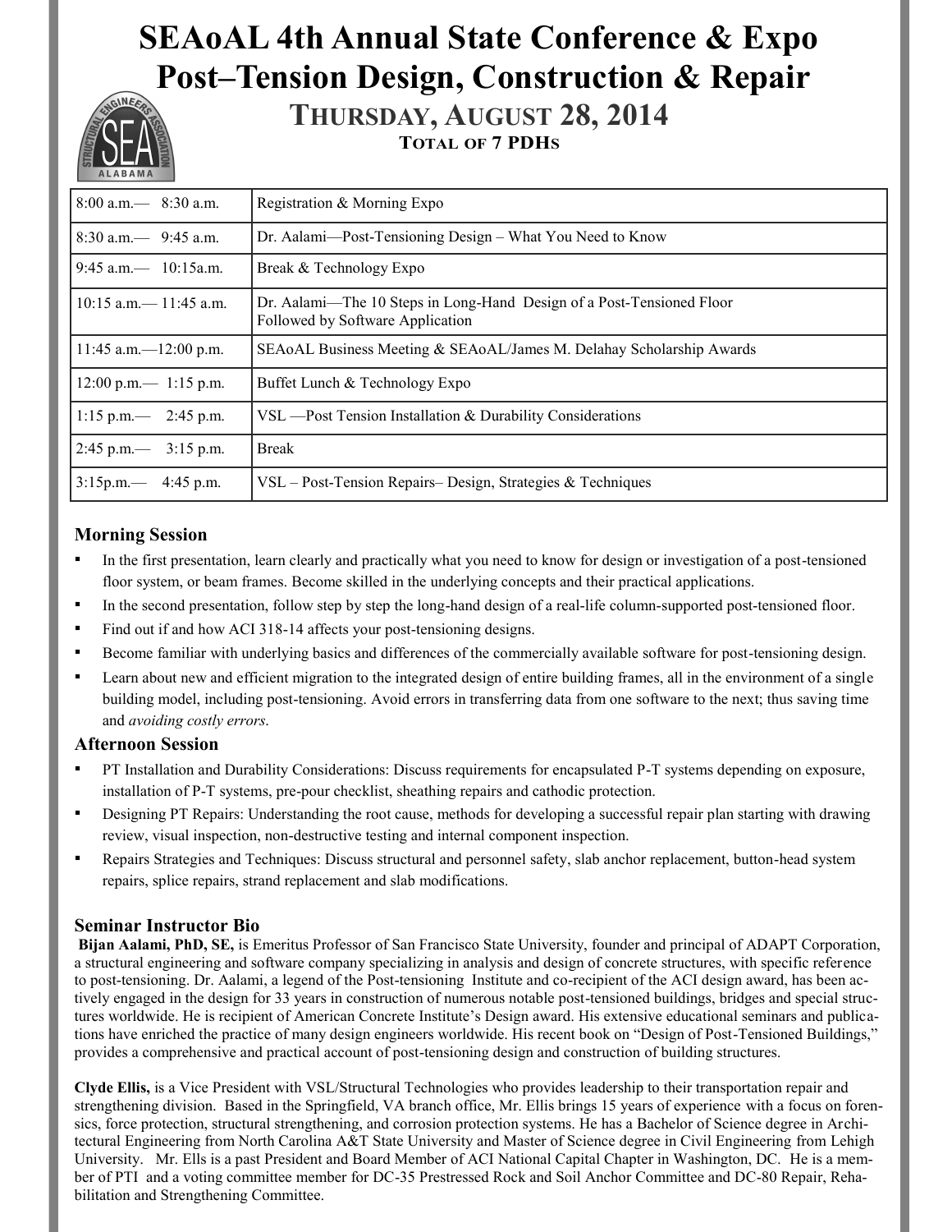# SEAoAL 4th Annual State Conference & Expo
# Post–Tension Design, Construction & Repair

## THURSDAY, AUGUST 28, 2014

**TOTAL OF 7 PDHS**

| | |
|---|---|
| 8:00 a.m.— 8:30 a.m. | Registration & Morning Expo |
| 8:30 a.m.— 9:45 a.m. | Dr. Aalami—Post-Tensioning Design – What You Need to Know |
| 9:45 a.m.— 10:15a.m. | Break & Technology Expo |
| 10:15 a.m.— 11:45 a.m. | Dr. Aalami—The 10 Steps in Long-Hand Design of a Post-Tensioned Floor Followed by Software Application |
| 11:45 a.m.—12:00 p.m. | SEAoAL Business Meeting & SEAoAL/James M. Delahay Scholarship Awards |
| 12:00 p.m.— 1:15 p.m. | Buffet Lunch & Technology Expo |
| 1:15 p.m.— 2:45 p.m. | VSL —Post Tension Installation & Durability Considerations |
| 2:45 p.m.— 3:15 p.m. | Break |
| 3:15p.m.— 4:45 p.m. | VSL – Post-Tension Repairs– Design, Strategies & Techniques |

### Morning Session

- In the first presentation, learn clearly and practically what you need to know for design or investigation of a post-tensioned floor system, or beam frames. Become skilled in the underlying concepts and their practical applications.
- In the second presentation, follow step by step the long-hand design of a real-life column-supported post-tensioned floor.
- Find out if and how ACI 318-14 affects your post-tensioning designs.
- Become familiar with underlying basics and differences of the commercially available software for post-tensioning design.
- Learn about new and efficient migration to the integrated design of entire building frames, all in the environment of a single building model, including post-tensioning. Avoid errors in transferring data from one software to the next; thus saving time and *avoiding costly errors*.

### Afternoon Session

- PT Installation and Durability Considerations: Discuss requirements for encapsulated P-T systems depending on exposure, installation of P-T systems, pre-pour checklist, sheathing repairs and cathodic protection.
- Designing PT Repairs: Understanding the root cause, methods for developing a successful repair plan starting with drawing review, visual inspection, non-destructive testing and internal component inspection.
- Repairs Strategies and Techniques: Discuss structural and personnel safety, slab anchor replacement, button-head system repairs, splice repairs, strand replacement and slab modifications.

### Seminar Instructor Bio

**Bijan Aalami, PhD, SE,** is Emeritus Professor of San Francisco State University, founder and principal of ADAPT Corporation, a structural engineering and software company specializing in analysis and design of concrete structures, with specific reference to post-tensioning. Dr. Aalami, a legend of the Post-tensioning Institute and co-recipient of the ACI design award, has been actively engaged in the design for 33 years in construction of numerous notable post-tensioned buildings, bridges and special structures worldwide. He is recipient of American Concrete Institute's Design award. His extensive educational seminars and publications have enriched the practice of many design engineers worldwide. His recent book on "Design of Post-Tensioned Buildings," provides a comprehensive and practical account of post-tensioning design and construction of building structures.

**Clyde Ellis,** is a Vice President with VSL/Structural Technologies who provides leadership to their transportation repair and strengthening division. Based in the Springfield, VA branch office, Mr. Ellis brings 15 years of experience with a focus on forensics, force protection, structural strengthening, and corrosion protection systems. He has a Bachelor of Science degree in Architectural Engineering from North Carolina A&T State University and Master of Science degree in Civil Engineering from Lehigh University. Mr. Ells is a past President and Board Member of ACI National Capital Chapter in Washington, DC. He is a member of PTI and a voting committee member for DC-35 Prestressed Rock and Soil Anchor Committee and DC-80 Repair, Rehabilitation and Strengthening Committee.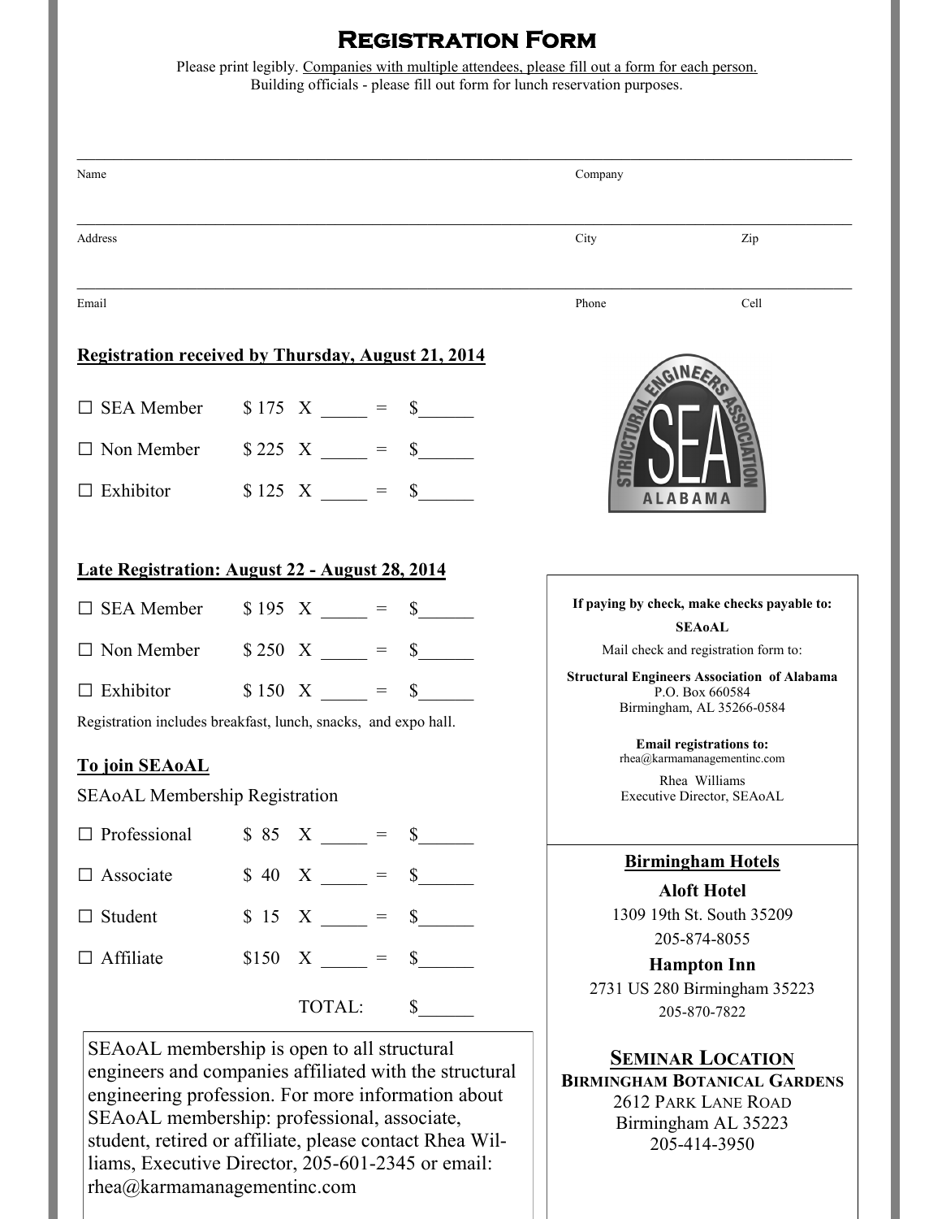# Registration Form

Please print legibly. Companies with multiple attendees, please fill out a form for each person.
Building officials - please fill out form for lunch reservation purposes.

Name ______________________________ Company ______________________________

Address ______________________________ City ______________ Zip ______________

Email ______________________________ Phone ______________ Cell ______________

**Registration received by Thursday, August 21, 2014**

☐ SEA Member $ 175 X _____ = $______

☐ Non Member $ 225 X _____ = $______

☐ Exhibitor $ 125 X _____ = $______

STRUCTURAL ENGINEERS ASSOCIATION
SEA
ALABAMA

**Late Registration: August 22 - August 28, 2014**

☐ SEA Member $ 195 X _____ = $______

☐ Non Member $ 250 X _____ = $______

☐ Exhibitor $ 150 X _____ = $______

Registration includes breakfast, lunch, snacks, and expo hall.

**To join SEAoAL**

SEAoAL Membership Registration

☐ Professional $ 85 X _____ = $______

☐ Associate $ 40 X _____ = $______

☐ Student $ 15 X _____ = $______

☐ Affiliate $150 X _____ = $______

TOTAL: $______

SEAoAL membership is open to all structural engineers and companies affiliated with the structural engineering profession. For more information about SEAoAL membership: professional, associate, student, retired or affiliate, please contact Rhea Williams, Executive Director, 205-601-2345 or email: rhea@karmamanagementinc.com

**If paying by check, make checks payable to:**
**SEAoAL**

Mail check and registration form to:

**Structural Engineers Association of Alabama**
P.O. Box 660584
Birmingham, AL 35266-0584

**Email registrations to:**
rhea@karmamanagementinc.com

Rhea Williams
Executive Director, SEAoAL

## Birmingham Hotels

**Aloft Hotel**
1309 19th St. South 35209
205-874-8055

**Hampton Inn**
2731 US 280 Birmingham 35223
205-870-7822

## Seminar Location

**Birmingham Botanical Gardens**
2612 Park Lane Road
Birmingham AL 35223
205-414-3950